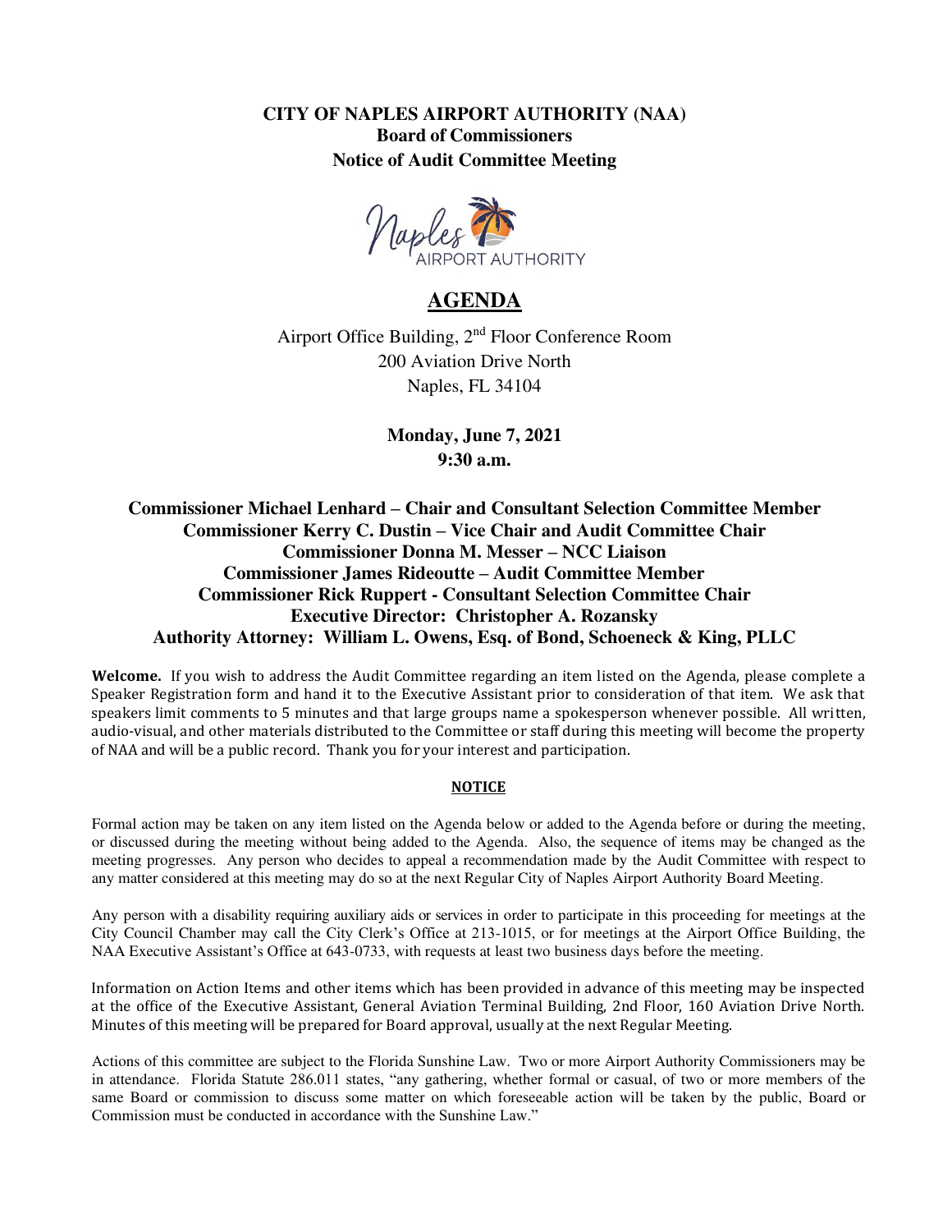**CITY OF NAPLES AIRPORT AUTHORITY (NAA)**
**Board of Commissioners**
**Notice of Audit Committee Meeting**

# AGENDA

Airport Office Building, 2nd Floor Conference Room
200 Aviation Drive North
Naples, FL 34104

**Monday, June 7, 2021**
**9:30 a.m.**

**Commissioner Michael Lenhard – Chair and Consultant Selection Committee Member**
**Commissioner Kerry C. Dustin – Vice Chair and Audit Committee Chair**
**Commissioner Donna M. Messer – NCC Liaison**
**Commissioner James Rideoutte – Audit Committee Member**
**Commissioner Rick Ruppert - Consultant Selection Committee Chair**
**Executive Director: Christopher A. Rozansky**
**Authority Attorney: William L. Owens, Esq. of Bond, Schoeneck & King, PLLC**

**Welcome.** If you wish to address the Audit Committee regarding an item listed on the Agenda, please complete a Speaker Registration form and hand it to the Executive Assistant prior to consideration of that item. We ask that speakers limit comments to 5 minutes and that large groups name a spokesperson whenever possible. All written, audio-visual, and other materials distributed to the Committee or staff during this meeting will become the property of NAA and will be a public record. Thank you for your interest and participation.

**NOTICE**

Formal action may be taken on any item listed on the Agenda below or added to the Agenda before or during the meeting, or discussed during the meeting without being added to the Agenda. Also, the sequence of items may be changed as the meeting progresses. Any person who decides to appeal a recommendation made by the Audit Committee with respect to any matter considered at this meeting may do so at the next Regular City of Naples Airport Authority Board Meeting.

Any person with a disability requiring auxiliary aids or services in order to participate in this proceeding for meetings at the City Council Chamber may call the City Clerk's Office at 213-1015, or for meetings at the Airport Office Building, the NAA Executive Assistant's Office at 643-0733, with requests at least two business days before the meeting.

Information on Action Items and other items which has been provided in advance of this meeting may be inspected at the office of the Executive Assistant, General Aviation Terminal Building, 2nd Floor, 160 Aviation Drive North. Minutes of this meeting will be prepared for Board approval, usually at the next Regular Meeting.

Actions of this committee are subject to the Florida Sunshine Law. Two or more Airport Authority Commissioners may be in attendance. Florida Statute 286.011 states, "any gathering, whether formal or casual, of two or more members of the same Board or commission to discuss some matter on which foreseeable action will be taken by the public, Board or Commission must be conducted in accordance with the Sunshine Law."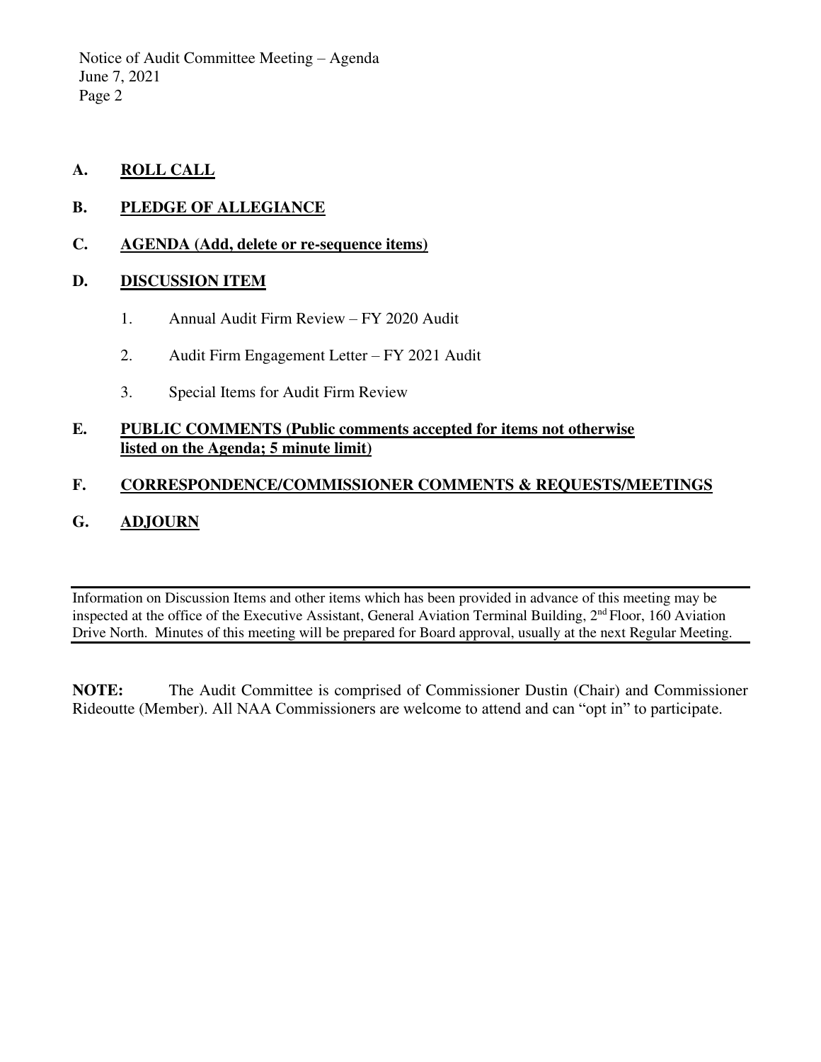**A. ROLL CALL**

**B. PLEDGE OF ALLEGIANCE**

**C. AGENDA (Add, delete or re-sequence items)**

**D. DISCUSSION ITEM**

1. Annual Audit Firm Review – FY 2020 Audit

2. Audit Firm Engagement Letter – FY 2021 Audit

3. Special Items for Audit Firm Review

**E. PUBLIC COMMENTS (Public comments accepted for items not otherwise listed on the Agenda; 5 minute limit)**

**F. CORRESPONDENCE/COMMISSIONER COMMENTS & REQUESTS/MEETINGS**

**G. ADJOURN**

---

Information on Discussion Items and other items which has been provided in advance of this meeting may be inspected at the office of the Executive Assistant, General Aviation Terminal Building, 2nd Floor, 160 Aviation Drive North. Minutes of this meeting will be prepared for Board approval, usually at the next Regular Meeting.

---

**NOTE:** The Audit Committee is comprised of Commissioner Dustin (Chair) and Commissioner Rideoutte (Member). All NAA Commissioners are welcome to attend and can "opt in" to participate.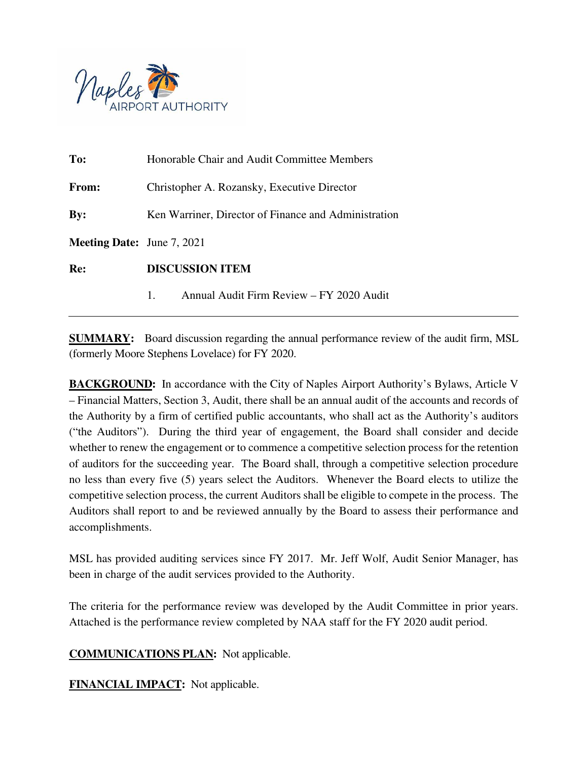Naples AIRPORT AUTHORITY

**To:** Honorable Chair and Audit Committee Members

**From:** Christopher A. Rozansky, Executive Director

**By:** Ken Warriner, Director of Finance and Administration

**Meeting Date:** June 7, 2021

**Re:** **DISCUSSION ITEM**

1. Annual Audit Firm Review – FY 2020 Audit

---

**SUMMARY:** Board discussion regarding the annual performance review of the audit firm, MSL (formerly Moore Stephens Lovelace) for FY 2020.

**BACKGROUND:** In accordance with the City of Naples Airport Authority's Bylaws, Article V – Financial Matters, Section 3, Audit, there shall be an annual audit of the accounts and records of the Authority by a firm of certified public accountants, who shall act as the Authority's auditors ("the Auditors"). During the third year of engagement, the Board shall consider and decide whether to renew the engagement or to commence a competitive selection process for the retention of auditors for the succeeding year. The Board shall, through a competitive selection procedure no less than every five (5) years select the Auditors. Whenever the Board elects to utilize the competitive selection process, the current Auditors shall be eligible to compete in the process. The Auditors shall report to and be reviewed annually by the Board to assess their performance and accomplishments.

MSL has provided auditing services since FY 2017. Mr. Jeff Wolf, Audit Senior Manager, has been in charge of the audit services provided to the Authority.

The criteria for the performance review was developed by the Audit Committee in prior years. Attached is the performance review completed by NAA staff for the FY 2020 audit period.

**COMMUNICATIONS PLAN:** Not applicable.

**FINANCIAL IMPACT:** Not applicable.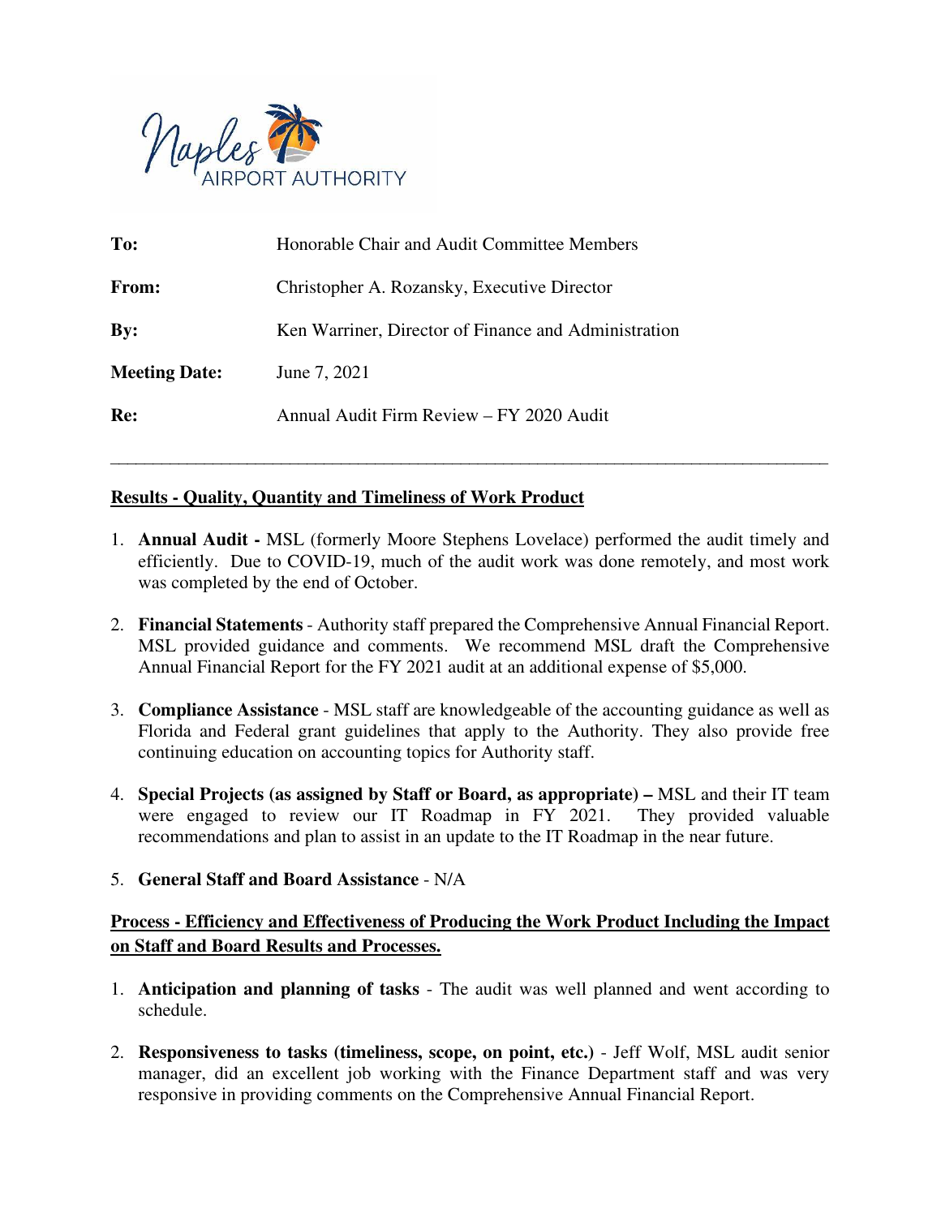Naples AIRPORT AUTHORITY

**To:** Honorable Chair and Audit Committee Members

**From:** Christopher A. Rozansky, Executive Director

**By:** Ken Warriner, Director of Finance and Administration

**Meeting Date:** June 7, 2021

**Re:** Annual Audit Firm Review – FY 2020 Audit

---

## Results - Quality, Quantity and Timeliness of Work Product

1. **Annual Audit -** MSL (formerly Moore Stephens Lovelace) performed the audit timely and efficiently. Due to COVID-19, much of the audit work was done remotely, and most work was completed by the end of October.
2. **Financial Statements** - Authority staff prepared the Comprehensive Annual Financial Report. MSL provided guidance and comments. We recommend MSL draft the Comprehensive Annual Financial Report for the FY 2021 audit at an additional expense of $5,000.
3. **Compliance Assistance** - MSL staff are knowledgeable of the accounting guidance as well as Florida and Federal grant guidelines that apply to the Authority. They also provide free continuing education on accounting topics for Authority staff.
4. **Special Projects (as assigned by Staff or Board, as appropriate) –** MSL and their IT team were engaged to review our IT Roadmap in FY 2021. They provided valuable recommendations and plan to assist in an update to the IT Roadmap in the near future.
5. **General Staff and Board Assistance** - N/A

## Process - Efficiency and Effectiveness of Producing the Work Product Including the Impact on Staff and Board Results and Processes.

1. **Anticipation and planning of tasks** - The audit was well planned and went according to schedule.
2. **Responsiveness to tasks (timeliness, scope, on point, etc.)** - Jeff Wolf, MSL audit senior manager, did an excellent job working with the Finance Department staff and was very responsive in providing comments on the Comprehensive Annual Financial Report.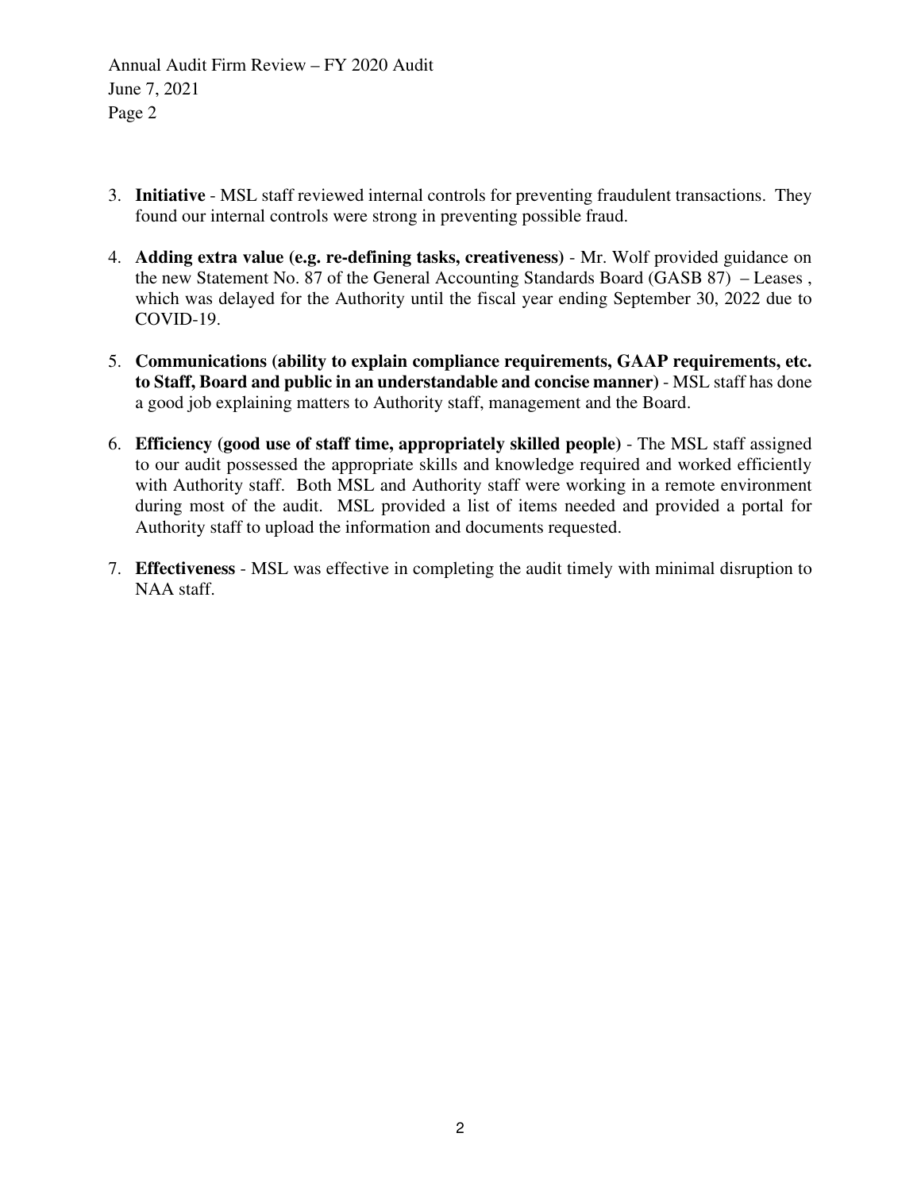3. **Initiative** - MSL staff reviewed internal controls for preventing fraudulent transactions. They found our internal controls were strong in preventing possible fraud.

4. **Adding extra value (e.g. re-defining tasks, creativeness)** - Mr. Wolf provided guidance on the new Statement No. 87 of the General Accounting Standards Board (GASB 87) – Leases , which was delayed for the Authority until the fiscal year ending September 30, 2022 due to COVID-19.

5. **Communications (ability to explain compliance requirements, GAAP requirements, etc. to Staff, Board and public in an understandable and concise manner)** - MSL staff has done a good job explaining matters to Authority staff, management and the Board.

6. **Efficiency (good use of staff time, appropriately skilled people)** - The MSL staff assigned to our audit possessed the appropriate skills and knowledge required and worked efficiently with Authority staff. Both MSL and Authority staff were working in a remote environment during most of the audit. MSL provided a list of items needed and provided a portal for Authority staff to upload the information and documents requested.

7. **Effectiveness** - MSL was effective in completing the audit timely with minimal disruption to NAA staff.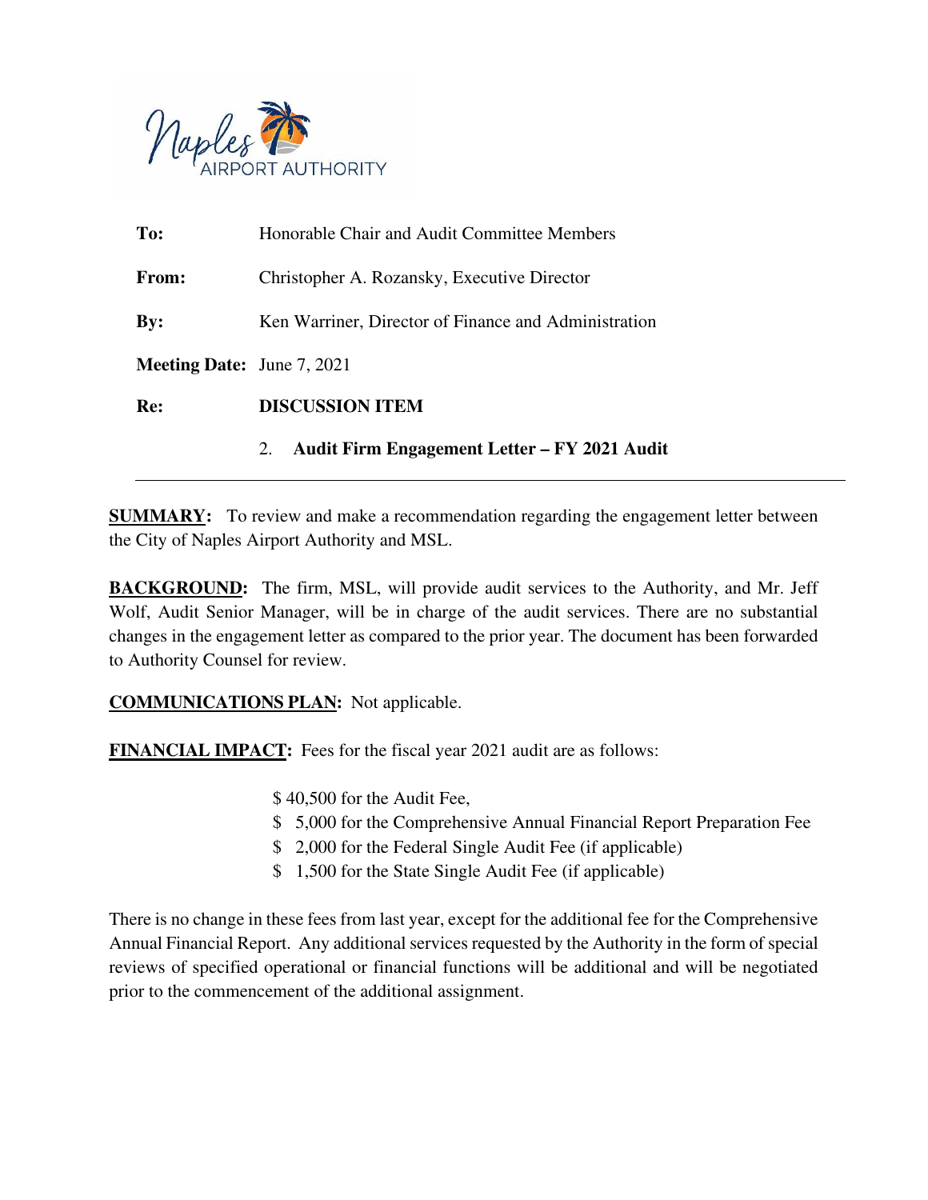Naples AIRPORT AUTHORITY

| | |
|---|---|
| **To:** | Honorable Chair and Audit Committee Members |
| **From:** | Christopher A. Rozansky, Executive Director |
| **By:** | Ken Warriner, Director of Finance and Administration |
| **Meeting Date:** | June 7, 2021 |
| **Re:** | **DISCUSSION ITEM** |
| | 2. **Audit Firm Engagement Letter – FY 2021 Audit** |

---

**SUMMARY:** To review and make a recommendation regarding the engagement letter between the City of Naples Airport Authority and MSL.

**BACKGROUND:** The firm, MSL, will provide audit services to the Authority, and Mr. Jeff Wolf, Audit Senior Manager, will be in charge of the audit services. There are no substantial changes in the engagement letter as compared to the prior year. The document has been forwarded to Authority Counsel for review.

**COMMUNICATIONS PLAN:** Not applicable.

**FINANCIAL IMPACT:** Fees for the fiscal year 2021 audit are as follows:

- $ 40,500 for the Audit Fee,
- $ 5,000 for the Comprehensive Annual Financial Report Preparation Fee
- $ 2,000 for the Federal Single Audit Fee (if applicable)
- $ 1,500 for the State Single Audit Fee (if applicable)

There is no change in these fees from last year, except for the additional fee for the Comprehensive Annual Financial Report. Any additional services requested by the Authority in the form of special reviews of specified operational or financial functions will be additional and will be negotiated prior to the commencement of the additional assignment.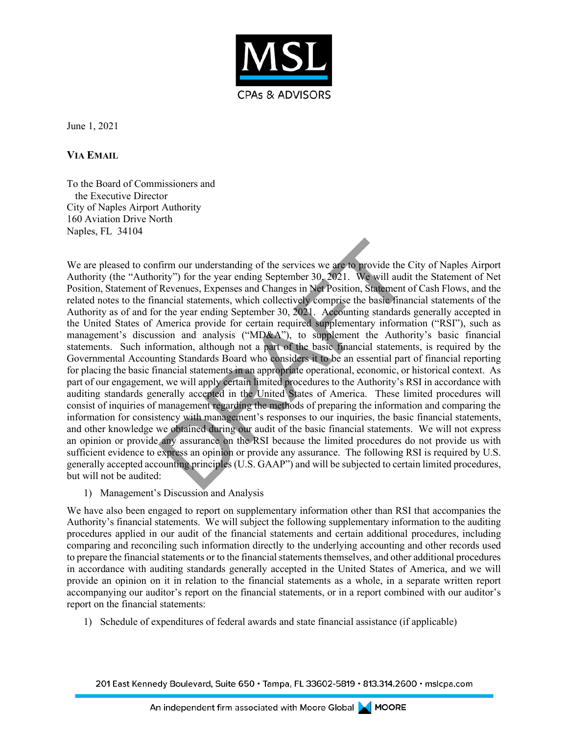June 1, 2021

**VIA EMAIL**

To the Board of Commissioners and
the Executive Director
City of Naples Airport Authority
160 Aviation Drive North
Naples, FL 34104

We are pleased to confirm our understanding of the services we are to provide the City of Naples Airport Authority (the "Authority") for the year ending September 30, 2021. We will audit the Statement of Net Position, Statement of Revenues, Expenses and Changes in Net Position, Statement of Cash Flows, and the related notes to the financial statements, which collectively comprise the basic financial statements of the Authority as of and for the year ending September 30, 2021. Accounting standards generally accepted in the United States of America provide for certain required supplementary information ("RSI"), such as management's discussion and analysis ("MD&A"), to supplement the Authority's basic financial statements. Such information, although not a part of the basic financial statements, is required by the Governmental Accounting Standards Board who considers it to be an essential part of financial reporting for placing the basic financial statements in an appropriate operational, economic, or historical context. As part of our engagement, we will apply certain limited procedures to the Authority's RSI in accordance with auditing standards generally accepted in the United States of America. These limited procedures will consist of inquiries of management regarding the methods of preparing the information and comparing the information for consistency with management's responses to our inquiries, the basic financial statements, and other knowledge we obtained during our audit of the basic financial statements. We will not express an opinion or provide any assurance on the RSI because the limited procedures do not provide us with sufficient evidence to express an opinion or provide any assurance. The following RSI is required by U.S. generally accepted accounting principles (U.S. GAAP") and will be subjected to certain limited procedures, but will not be audited:

1) Management's Discussion and Analysis

We have also been engaged to report on supplementary information other than RSI that accompanies the Authority's financial statements. We will subject the following supplementary information to the auditing procedures applied in our audit of the financial statements and certain additional procedures, including comparing and reconciling such information directly to the underlying accounting and other records used to prepare the financial statements or to the financial statements themselves, and other additional procedures in accordance with auditing standards generally accepted in the United States of America, and we will provide an opinion on it in relation to the financial statements as a whole, in a separate written report accompanying our auditor's report on the financial statements, or in a report combined with our auditor's report on the financial statements:

1) Schedule of expenditures of federal awards and state financial assistance (if applicable)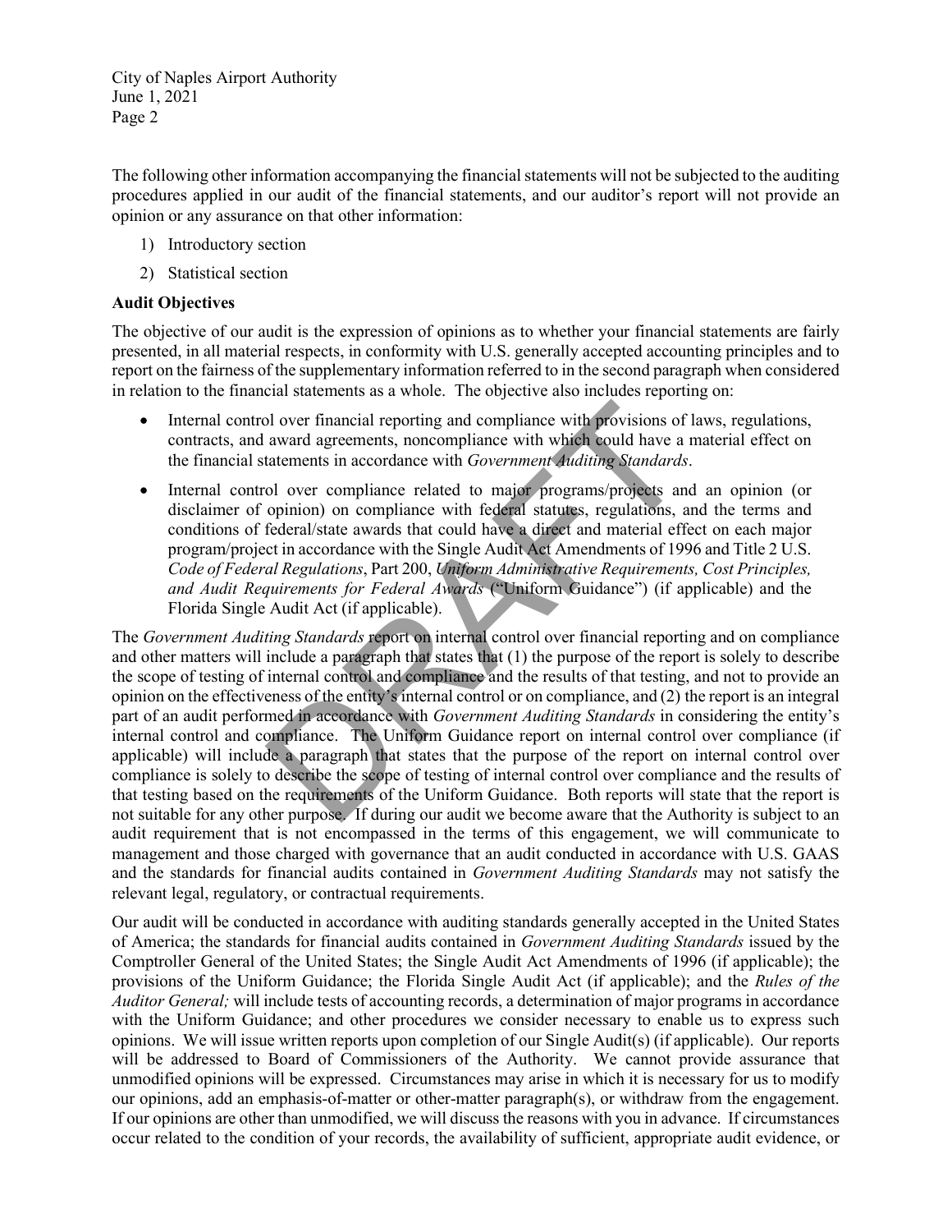The following other information accompanying the financial statements will not be subjected to the auditing procedures applied in our audit of the financial statements, and our auditor's report will not provide an opinion or any assurance on that other information:

1) Introductory section
2) Statistical section

**Audit Objectives**

The objective of our audit is the expression of opinions as to whether your financial statements are fairly presented, in all material respects, in conformity with U.S. generally accepted accounting principles and to report on the fairness of the supplementary information referred to in the second paragraph when considered in relation to the financial statements as a whole. The objective also includes reporting on:

- Internal control over financial reporting and compliance with provisions of laws, regulations, contracts, and award agreements, noncompliance with which could have a material effect on the financial statements in accordance with *Government Auditing Standards*.
- Internal control over compliance related to major programs/projects and an opinion (or disclaimer of opinion) on compliance with federal statutes, regulations, and the terms and conditions of federal/state awards that could have a direct and material effect on each major program/project in accordance with the Single Audit Act Amendments of 1996 and Title 2 U.S. *Code of Federal Regulations*, Part 200, *Uniform Administrative Requirements, Cost Principles, and Audit Requirements for Federal Awards* ("Uniform Guidance") (if applicable) and the Florida Single Audit Act (if applicable).

The *Government Auditing Standards* report on internal control over financial reporting and on compliance and other matters will include a paragraph that states that (1) the purpose of the report is solely to describe the scope of testing of internal control and compliance and the results of that testing, and not to provide an opinion on the effectiveness of the entity's internal control or on compliance, and (2) the report is an integral part of an audit performed in accordance with *Government Auditing Standards* in considering the entity's internal control and compliance. The Uniform Guidance report on internal control over compliance (if applicable) will include a paragraph that states that the purpose of the report on internal control over compliance is solely to describe the scope of testing of internal control over compliance and the results of that testing based on the requirements of the Uniform Guidance. Both reports will state that the report is not suitable for any other purpose. If during our audit we become aware that the Authority is subject to an audit requirement that is not encompassed in the terms of this engagement, we will communicate to management and those charged with governance that an audit conducted in accordance with U.S. GAAS and the standards for financial audits contained in *Government Auditing Standards* may not satisfy the relevant legal, regulatory, or contractual requirements.

Our audit will be conducted in accordance with auditing standards generally accepted in the United States of America; the standards for financial audits contained in *Government Auditing Standards* issued by the Comptroller General of the United States; the Single Audit Act Amendments of 1996 (if applicable); the provisions of the Uniform Guidance; the Florida Single Audit Act (if applicable); and the *Rules of the Auditor General;* will include tests of accounting records, a determination of major programs in accordance with the Uniform Guidance; and other procedures we consider necessary to enable us to express such opinions. We will issue written reports upon completion of our Single Audit(s) (if applicable). Our reports will be addressed to Board of Commissioners of the Authority. We cannot provide assurance that unmodified opinions will be expressed. Circumstances may arise in which it is necessary for us to modify our opinions, add an emphasis-of-matter or other-matter paragraph(s), or withdraw from the engagement. If our opinions are other than unmodified, we will discuss the reasons with you in advance. If circumstances occur related to the condition of your records, the availability of sufficient, appropriate audit evidence, or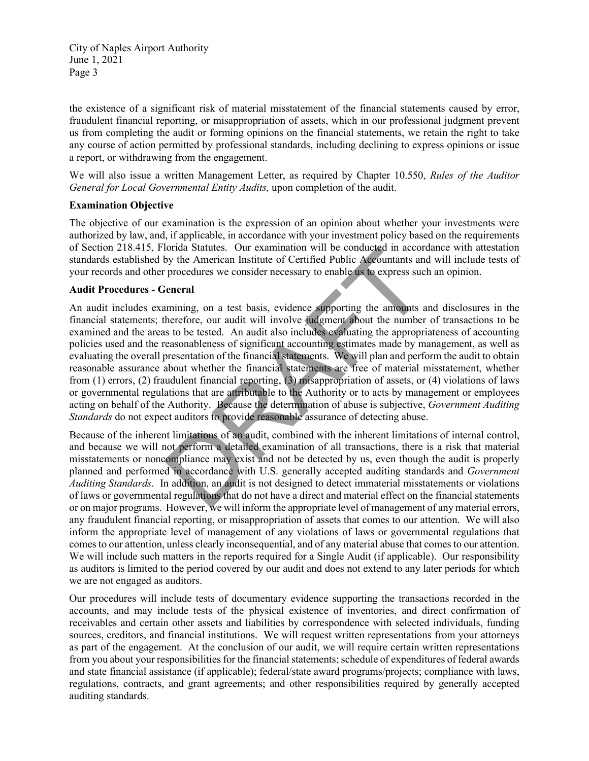the existence of a significant risk of material misstatement of the financial statements caused by error, fraudulent financial reporting, or misappropriation of assets, which in our professional judgment prevent us from completing the audit or forming opinions on the financial statements, we retain the right to take any course of action permitted by professional standards, including declining to express opinions or issue a report, or withdrawing from the engagement.

We will also issue a written Management Letter, as required by Chapter 10.550, *Rules of the Auditor General for Local Governmental Entity Audits,* upon completion of the audit.

**Examination Objective**

The objective of our examination is the expression of an opinion about whether your investments were authorized by law, and, if applicable, in accordance with your investment policy based on the requirements of Section 218.415, Florida Statutes. Our examination will be conducted in accordance with attestation standards established by the American Institute of Certified Public Accountants and will include tests of your records and other procedures we consider necessary to enable us to express such an opinion.

**Audit Procedures - General**

An audit includes examining, on a test basis, evidence supporting the amounts and disclosures in the financial statements; therefore, our audit will involve judgment about the number of transactions to be examined and the areas to be tested. An audit also includes evaluating the appropriateness of accounting policies used and the reasonableness of significant accounting estimates made by management, as well as evaluating the overall presentation of the financial statements. We will plan and perform the audit to obtain reasonable assurance about whether the financial statements are free of material misstatement, whether from (1) errors, (2) fraudulent financial reporting, (3) misappropriation of assets, or (4) violations of laws or governmental regulations that are attributable to the Authority or to acts by management or employees acting on behalf of the Authority. Because the determination of abuse is subjective, *Government Auditing Standards* do not expect auditors to provide reasonable assurance of detecting abuse.

Because of the inherent limitations of an audit, combined with the inherent limitations of internal control, and because we will not perform a detailed examination of all transactions, there is a risk that material misstatements or noncompliance may exist and not be detected by us, even though the audit is properly planned and performed in accordance with U.S. generally accepted auditing standards and *Government Auditing Standards*. In addition, an audit is not designed to detect immaterial misstatements or violations of laws or governmental regulations that do not have a direct and material effect on the financial statements or on major programs. However, we will inform the appropriate level of management of any material errors, any fraudulent financial reporting, or misappropriation of assets that comes to our attention. We will also inform the appropriate level of management of any violations of laws or governmental regulations that comes to our attention, unless clearly inconsequential, and of any material abuse that comes to our attention. We will include such matters in the reports required for a Single Audit (if applicable). Our responsibility as auditors is limited to the period covered by our audit and does not extend to any later periods for which we are not engaged as auditors.

Our procedures will include tests of documentary evidence supporting the transactions recorded in the accounts, and may include tests of the physical existence of inventories, and direct confirmation of receivables and certain other assets and liabilities by correspondence with selected individuals, funding sources, creditors, and financial institutions. We will request written representations from your attorneys as part of the engagement. At the conclusion of our audit, we will require certain written representations from you about your responsibilities for the financial statements; schedule of expenditures of federal awards and state financial assistance (if applicable); federal/state award programs/projects; compliance with laws, regulations, contracts, and grant agreements; and other responsibilities required by generally accepted auditing standards.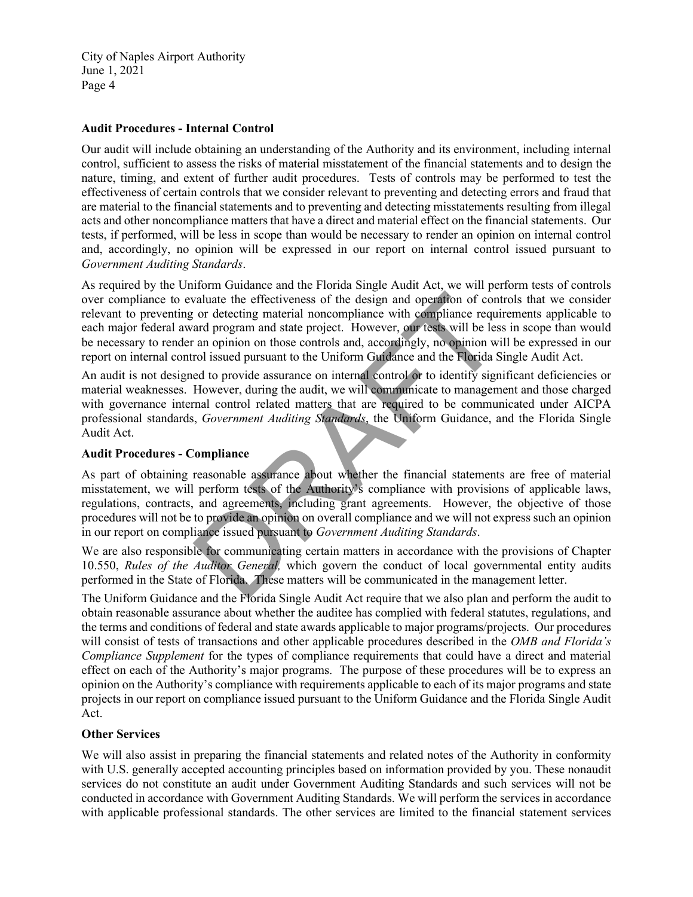**Audit Procedures - Internal Control**

Our audit will include obtaining an understanding of the Authority and its environment, including internal control, sufficient to assess the risks of material misstatement of the financial statements and to design the nature, timing, and extent of further audit procedures. Tests of controls may be performed to test the effectiveness of certain controls that we consider relevant to preventing and detecting errors and fraud that are material to the financial statements and to preventing and detecting misstatements resulting from illegal acts and other noncompliance matters that have a direct and material effect on the financial statements. Our tests, if performed, will be less in scope than would be necessary to render an opinion on internal control and, accordingly, no opinion will be expressed in our report on internal control issued pursuant to *Government Auditing Standards*.

As required by the Uniform Guidance and the Florida Single Audit Act, we will perform tests of controls over compliance to evaluate the effectiveness of the design and operation of controls that we consider relevant to preventing or detecting material noncompliance with compliance requirements applicable to each major federal award program and state project. However, our tests will be less in scope than would be necessary to render an opinion on those controls and, accordingly, no opinion will be expressed in our report on internal control issued pursuant to the Uniform Guidance and the Florida Single Audit Act.

An audit is not designed to provide assurance on internal control or to identify significant deficiencies or material weaknesses. However, during the audit, we will communicate to management and those charged with governance internal control related matters that are required to be communicated under AICPA professional standards, *Government Auditing Standards*, the Uniform Guidance, and the Florida Single Audit Act.

**Audit Procedures - Compliance**

As part of obtaining reasonable assurance about whether the financial statements are free of material misstatement, we will perform tests of the Authority's compliance with provisions of applicable laws, regulations, contracts, and agreements, including grant agreements. However, the objective of those procedures will not be to provide an opinion on overall compliance and we will not express such an opinion in our report on compliance issued pursuant to *Government Auditing Standards*.

We are also responsible for communicating certain matters in accordance with the provisions of Chapter 10.550, *Rules of the Auditor General,* which govern the conduct of local governmental entity audits performed in the State of Florida. These matters will be communicated in the management letter.

The Uniform Guidance and the Florida Single Audit Act require that we also plan and perform the audit to obtain reasonable assurance about whether the auditee has complied with federal statutes, regulations, and the terms and conditions of federal and state awards applicable to major programs/projects. Our procedures will consist of tests of transactions and other applicable procedures described in the *OMB and Florida's Compliance Supplement* for the types of compliance requirements that could have a direct and material effect on each of the Authority's major programs. The purpose of these procedures will be to express an opinion on the Authority's compliance with requirements applicable to each of its major programs and state projects in our report on compliance issued pursuant to the Uniform Guidance and the Florida Single Audit Act.

**Other Services**

We will also assist in preparing the financial statements and related notes of the Authority in conformity with U.S. generally accepted accounting principles based on information provided by you. These nonaudit services do not constitute an audit under Government Auditing Standards and such services will not be conducted in accordance with Government Auditing Standards. We will perform the services in accordance with applicable professional standards. The other services are limited to the financial statement services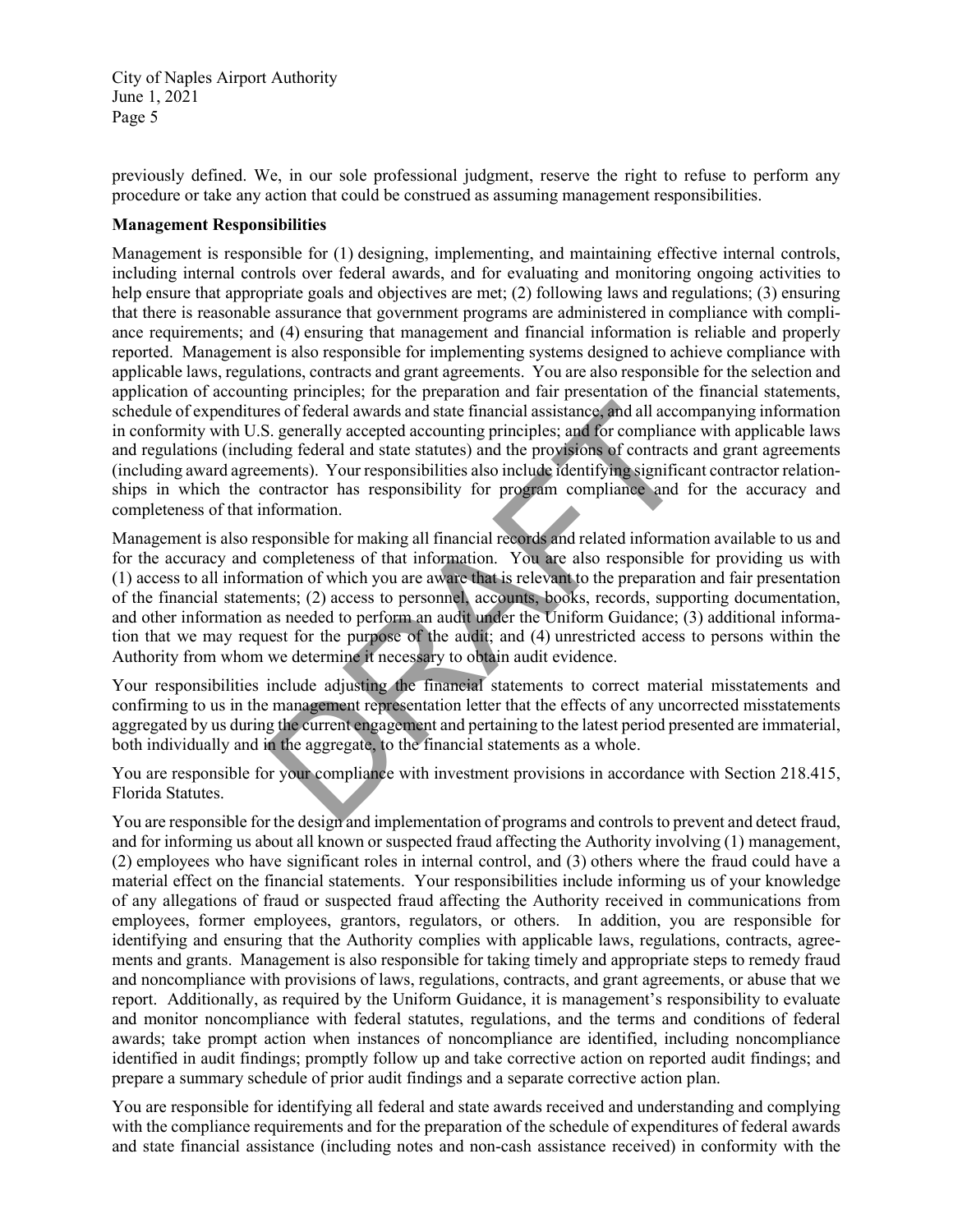previously defined. We, in our sole professional judgment, reserve the right to refuse to perform any procedure or take any action that could be construed as assuming management responsibilities.

**Management Responsibilities**

Management is responsible for (1) designing, implementing, and maintaining effective internal controls, including internal controls over federal awards, and for evaluating and monitoring ongoing activities to help ensure that appropriate goals and objectives are met; (2) following laws and regulations; (3) ensuring that there is reasonable assurance that government programs are administered in compliance with compliance requirements; and (4) ensuring that management and financial information is reliable and properly reported. Management is also responsible for implementing systems designed to achieve compliance with applicable laws, regulations, contracts and grant agreements. You are also responsible for the selection and application of accounting principles; for the preparation and fair presentation of the financial statements, schedule of expenditures of federal awards and state financial assistance, and all accompanying information in conformity with U.S. generally accepted accounting principles; and for compliance with applicable laws and regulations (including federal and state statutes) and the provisions of contracts and grant agreements (including award agreements). Your responsibilities also include identifying significant contractor relationships in which the contractor has responsibility for program compliance and for the accuracy and completeness of that information.

Management is also responsible for making all financial records and related information available to us and for the accuracy and completeness of that information. You are also responsible for providing us with (1) access to all information of which you are aware that is relevant to the preparation and fair presentation of the financial statements; (2) access to personnel, accounts, books, records, supporting documentation, and other information as needed to perform an audit under the Uniform Guidance; (3) additional information that we may request for the purpose of the audit; and (4) unrestricted access to persons within the Authority from whom we determine it necessary to obtain audit evidence.

Your responsibilities include adjusting the financial statements to correct material misstatements and confirming to us in the management representation letter that the effects of any uncorrected misstatements aggregated by us during the current engagement and pertaining to the latest period presented are immaterial, both individually and in the aggregate, to the financial statements as a whole.

You are responsible for your compliance with investment provisions in accordance with Section 218.415, Florida Statutes.

You are responsible for the design and implementation of programs and controls to prevent and detect fraud, and for informing us about all known or suspected fraud affecting the Authority involving (1) management, (2) employees who have significant roles in internal control, and (3) others where the fraud could have a material effect on the financial statements. Your responsibilities include informing us of your knowledge of any allegations of fraud or suspected fraud affecting the Authority received in communications from employees, former employees, grantors, regulators, or others. In addition, you are responsible for identifying and ensuring that the Authority complies with applicable laws, regulations, contracts, agreements and grants. Management is also responsible for taking timely and appropriate steps to remedy fraud and noncompliance with provisions of laws, regulations, contracts, and grant agreements, or abuse that we report. Additionally, as required by the Uniform Guidance, it is management's responsibility to evaluate and monitor noncompliance with federal statutes, regulations, and the terms and conditions of federal awards; take prompt action when instances of noncompliance are identified, including noncompliance identified in audit findings; promptly follow up and take corrective action on reported audit findings; and prepare a summary schedule of prior audit findings and a separate corrective action plan.

You are responsible for identifying all federal and state awards received and understanding and complying with the compliance requirements and for the preparation of the schedule of expenditures of federal awards and state financial assistance (including notes and non-cash assistance received) in conformity with the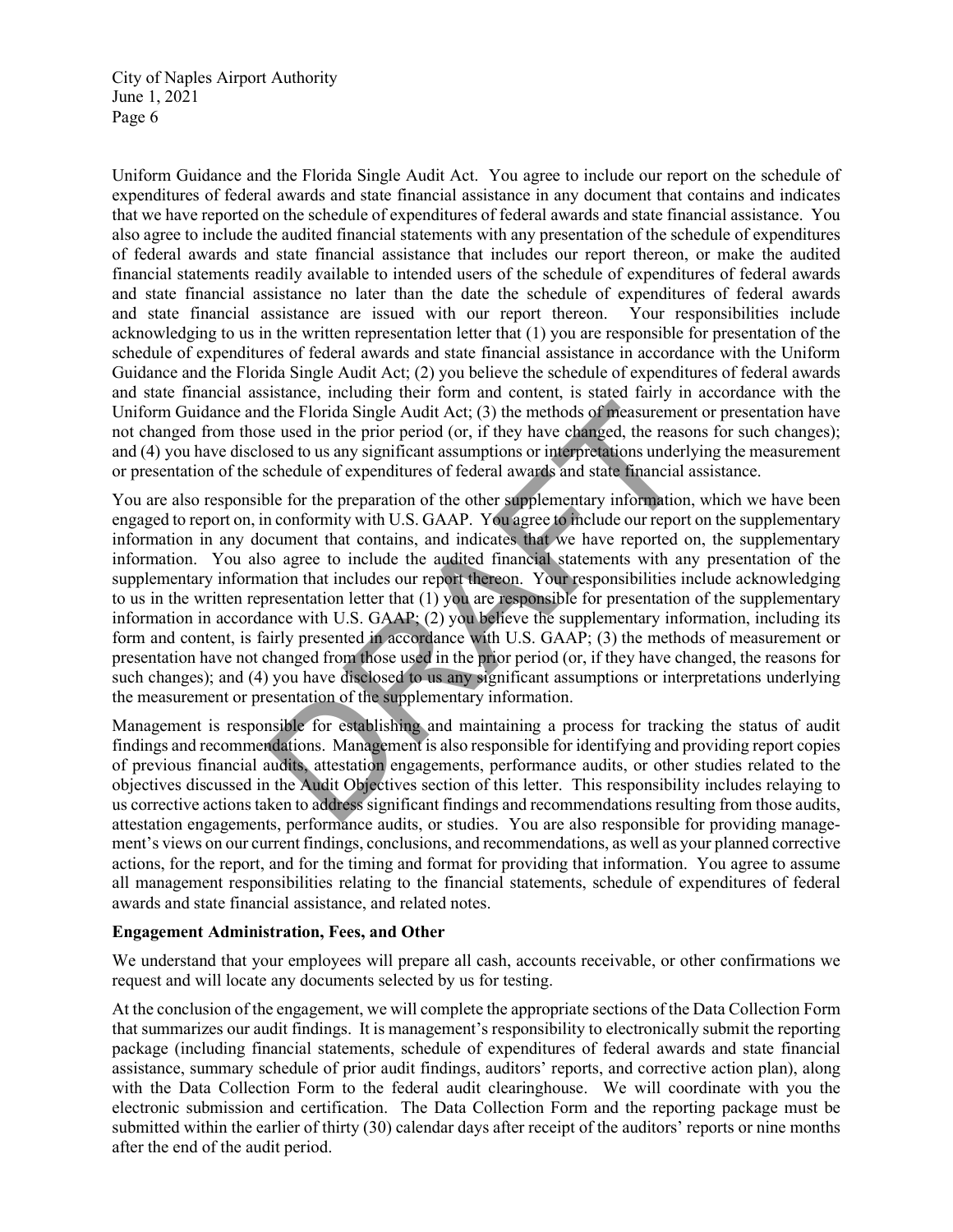Uniform Guidance and the Florida Single Audit Act. You agree to include our report on the schedule of expenditures of federal awards and state financial assistance in any document that contains and indicates that we have reported on the schedule of expenditures of federal awards and state financial assistance. You also agree to include the audited financial statements with any presentation of the schedule of expenditures of federal awards and state financial assistance that includes our report thereon, or make the audited financial statements readily available to intended users of the schedule of expenditures of federal awards and state financial assistance no later than the date the schedule of expenditures of federal awards and state financial assistance are issued with our report thereon. Your responsibilities include acknowledging to us in the written representation letter that (1) you are responsible for presentation of the schedule of expenditures of federal awards and state financial assistance in accordance with the Uniform Guidance and the Florida Single Audit Act; (2) you believe the schedule of expenditures of federal awards and state financial assistance, including their form and content, is stated fairly in accordance with the Uniform Guidance and the Florida Single Audit Act; (3) the methods of measurement or presentation have not changed from those used in the prior period (or, if they have changed, the reasons for such changes); and (4) you have disclosed to us any significant assumptions or interpretations underlying the measurement or presentation of the schedule of expenditures of federal awards and state financial assistance.

You are also responsible for the preparation of the other supplementary information, which we have been engaged to report on, in conformity with U.S. GAAP. You agree to include our report on the supplementary information in any document that contains, and indicates that we have reported on, the supplementary information. You also agree to include the audited financial statements with any presentation of the supplementary information that includes our report thereon. Your responsibilities include acknowledging to us in the written representation letter that (1) you are responsible for presentation of the supplementary information in accordance with U.S. GAAP; (2) you believe the supplementary information, including its form and content, is fairly presented in accordance with U.S. GAAP; (3) the methods of measurement or presentation have not changed from those used in the prior period (or, if they have changed, the reasons for such changes); and (4) you have disclosed to us any significant assumptions or interpretations underlying the measurement or presentation of the supplementary information.

Management is responsible for establishing and maintaining a process for tracking the status of audit findings and recommendations. Management is also responsible for identifying and providing report copies of previous financial audits, attestation engagements, performance audits, or other studies related to the objectives discussed in the Audit Objectives section of this letter. This responsibility includes relaying to us corrective actions taken to address significant findings and recommendations resulting from those audits, attestation engagements, performance audits, or studies. You are also responsible for providing management's views on our current findings, conclusions, and recommendations, as well as your planned corrective actions, for the report, and for the timing and format for providing that information. You agree to assume all management responsibilities relating to the financial statements, schedule of expenditures of federal awards and state financial assistance, and related notes.

**Engagement Administration, Fees, and Other**

We understand that your employees will prepare all cash, accounts receivable, or other confirmations we request and will locate any documents selected by us for testing.

At the conclusion of the engagement, we will complete the appropriate sections of the Data Collection Form that summarizes our audit findings. It is management's responsibility to electronically submit the reporting package (including financial statements, schedule of expenditures of federal awards and state financial assistance, summary schedule of prior audit findings, auditors' reports, and corrective action plan), along with the Data Collection Form to the federal audit clearinghouse. We will coordinate with you the electronic submission and certification. The Data Collection Form and the reporting package must be submitted within the earlier of thirty (30) calendar days after receipt of the auditors' reports or nine months after the end of the audit period.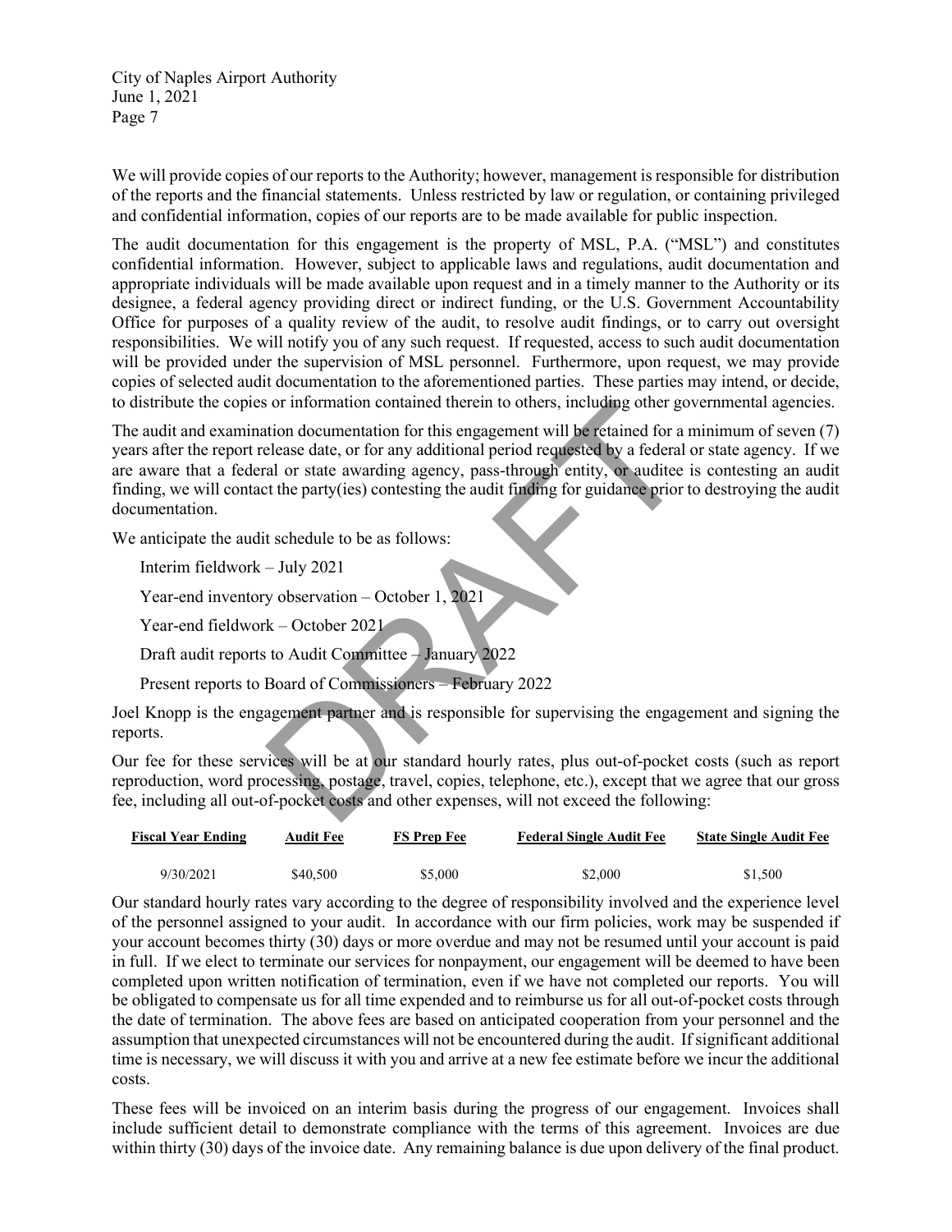We will provide copies of our reports to the Authority; however, management is responsible for distribution of the reports and the financial statements. Unless restricted by law or regulation, or containing privileged and confidential information, copies of our reports are to be made available for public inspection.

The audit documentation for this engagement is the property of MSL, P.A. ("MSL") and constitutes confidential information. However, subject to applicable laws and regulations, audit documentation and appropriate individuals will be made available upon request and in a timely manner to the Authority or its designee, a federal agency providing direct or indirect funding, or the U.S. Government Accountability Office for purposes of a quality review of the audit, to resolve audit findings, or to carry out oversight responsibilities. We will notify you of any such request. If requested, access to such audit documentation will be provided under the supervision of MSL personnel. Furthermore, upon request, we may provide copies of selected audit documentation to the aforementioned parties. These parties may intend, or decide, to distribute the copies or information contained therein to others, including other governmental agencies.

The audit and examination documentation for this engagement will be retained for a minimum of seven (7) years after the report release date, or for any additional period requested by a federal or state agency. If we are aware that a federal or state awarding agency, pass-through entity, or auditee is contesting an audit finding, we will contact the party(ies) contesting the audit finding for guidance prior to destroying the audit documentation.

We anticipate the audit schedule to be as follows:

Interim fieldwork – July 2021

Year-end inventory observation – October 1, 2021

Year-end fieldwork – October 2021

Draft audit reports to Audit Committee – January 2022

Present reports to Board of Commissioners – February 2022

Joel Knopp is the engagement partner and is responsible for supervising the engagement and signing the reports.

Our fee for these services will be at our standard hourly rates, plus out-of-pocket costs (such as report reproduction, word processing, postage, travel, copies, telephone, etc.), except that we agree that our gross fee, including all out-of-pocket costs and other expenses, will not exceed the following:

| Fiscal Year Ending | Audit Fee | FS Prep Fee | Federal Single Audit Fee | State Single Audit Fee |
|---|---|---|---|---|
| 9/30/2021 | $40,500 | $5,000 | $2,000 | $1,500 |

Our standard hourly rates vary according to the degree of responsibility involved and the experience level of the personnel assigned to your audit. In accordance with our firm policies, work may be suspended if your account becomes thirty (30) days or more overdue and may not be resumed until your account is paid in full. If we elect to terminate our services for nonpayment, our engagement will be deemed to have been completed upon written notification of termination, even if we have not completed our reports. You will be obligated to compensate us for all time expended and to reimburse us for all out-of-pocket costs through the date of termination. The above fees are based on anticipated cooperation from your personnel and the assumption that unexpected circumstances will not be encountered during the audit. If significant additional time is necessary, we will discuss it with you and arrive at a new fee estimate before we incur the additional costs.

These fees will be invoiced on an interim basis during the progress of our engagement. Invoices shall include sufficient detail to demonstrate compliance with the terms of this agreement. Invoices are due within thirty (30) days of the invoice date. Any remaining balance is due upon delivery of the final product.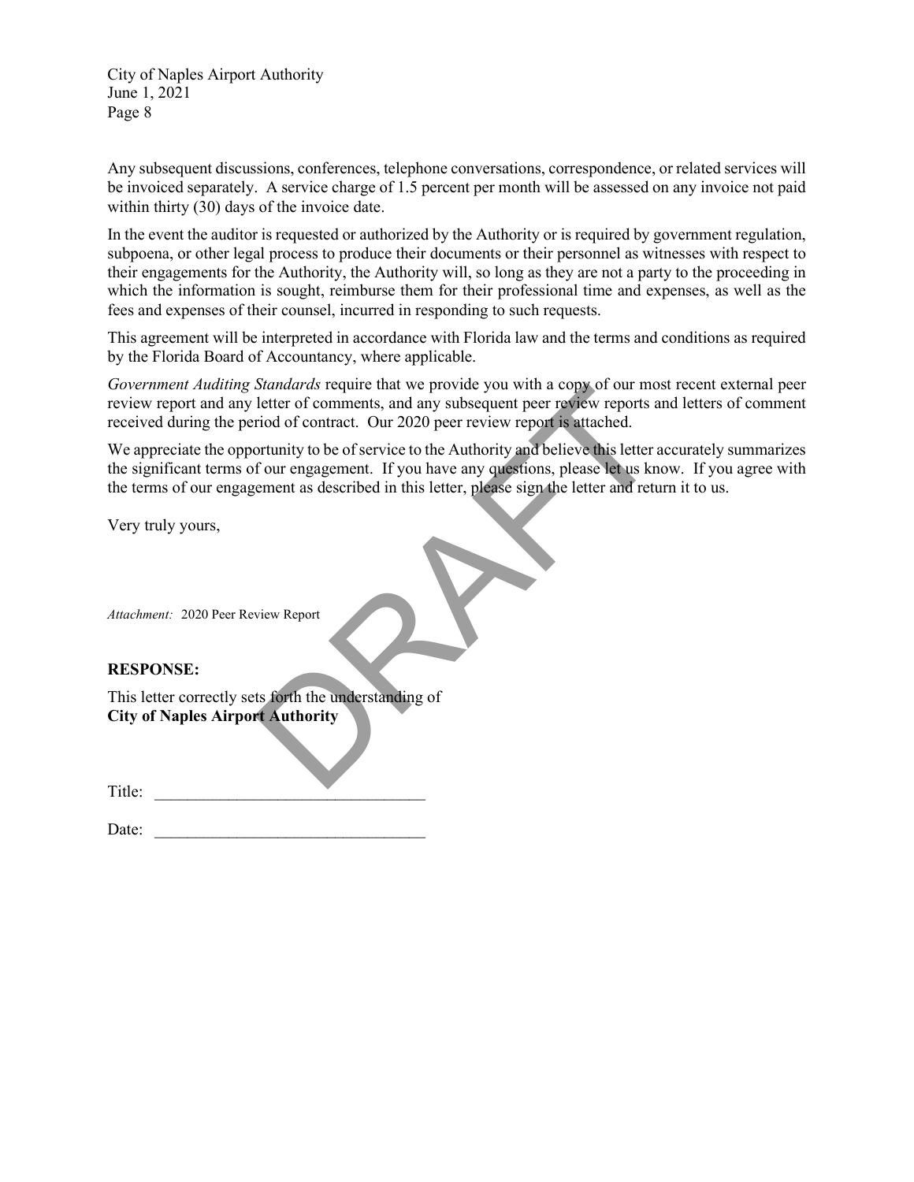Any subsequent discussions, conferences, telephone conversations, correspondence, or related services will be invoiced separately. A service charge of 1.5 percent per month will be assessed on any invoice not paid within thirty (30) days of the invoice date.

In the event the auditor is requested or authorized by the Authority or is required by government regulation, subpoena, or other legal process to produce their documents or their personnel as witnesses with respect to their engagements for the Authority, the Authority will, so long as they are not a party to the proceeding in which the information is sought, reimburse them for their professional time and expenses, as well as the fees and expenses of their counsel, incurred in responding to such requests.

This agreement will be interpreted in accordance with Florida law and the terms and conditions as required by the Florida Board of Accountancy, where applicable.

*Government Auditing Standards* require that we provide you with a copy of our most recent external peer review report and any letter of comments, and any subsequent peer review reports and letters of comment received during the period of contract. Our 2020 peer review report is attached.

We appreciate the opportunity to be of service to the Authority and believe this letter accurately summarizes the significant terms of our engagement. If you have any questions, please let us know. If you agree with the terms of our engagement as described in this letter, please sign the letter and return it to us.

Very truly yours,

*Attachment:* 2020 Peer Review Report

**RESPONSE:**

This letter correctly sets forth the understanding of
**City of Naples Airport Authority**

Title: ________________________________

Date: ________________________________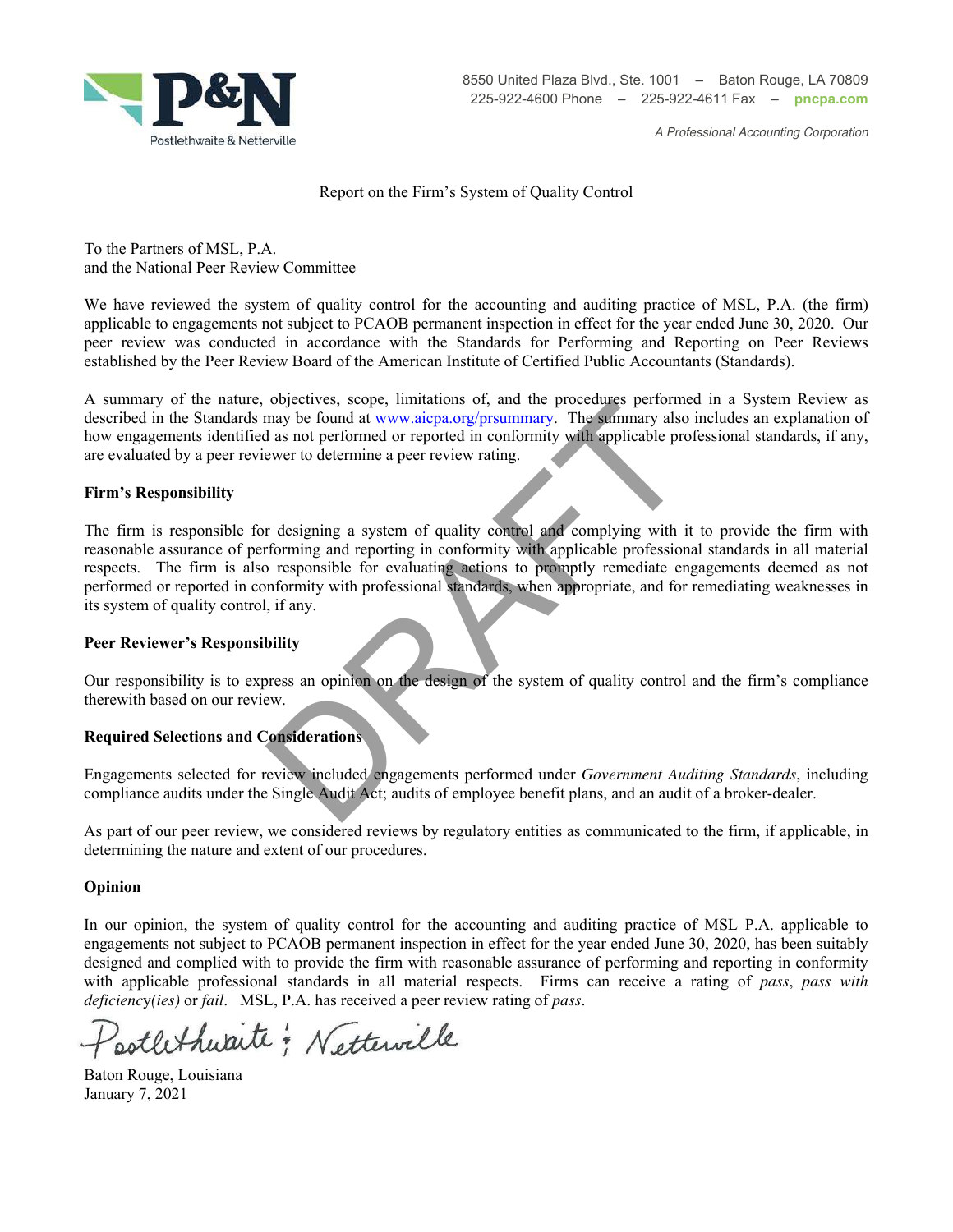Postlethwaite & Netterville

8550 United Plaza Blvd., Ste. 1001 – Baton Rouge, LA 70809
225-922-4600 Phone – 225-922-4611 Fax – pncpa.com

*A Professional Accounting Corporation*

Report on the Firm's System of Quality Control

To the Partners of MSL, P.A.
and the National Peer Review Committee

We have reviewed the system of quality control for the accounting and auditing practice of MSL, P.A. (the firm) applicable to engagements not subject to PCAOB permanent inspection in effect for the year ended June 30, 2020. Our peer review was conducted in accordance with the Standards for Performing and Reporting on Peer Reviews established by the Peer Review Board of the American Institute of Certified Public Accountants (Standards).

A summary of the nature, objectives, scope, limitations of, and the procedures performed in a System Review as described in the Standards may be found at www.aicpa.org/prsummary. The summary also includes an explanation of how engagements identified as not performed or reported in conformity with applicable professional standards, if any, are evaluated by a peer reviewer to determine a peer review rating.

**Firm's Responsibility**

The firm is responsible for designing a system of quality control and complying with it to provide the firm with reasonable assurance of performing and reporting in conformity with applicable professional standards in all material respects. The firm is also responsible for evaluating actions to promptly remediate engagements deemed as not performed or reported in conformity with professional standards, when appropriate, and for remediating weaknesses in its system of quality control, if any.

**Peer Reviewer's Responsibility**

Our responsibility is to express an opinion on the design of the system of quality control and the firm's compliance therewith based on our review.

**Required Selections and Considerations**

Engagements selected for review included engagements performed under *Government Auditing Standards*, including compliance audits under the Single Audit Act; audits of employee benefit plans, and an audit of a broker-dealer.

As part of our peer review, we considered reviews by regulatory entities as communicated to the firm, if applicable, in determining the nature and extent of our procedures.

**Opinion**

In our opinion, the system of quality control for the accounting and auditing practice of MSL P.A. applicable to engagements not subject to PCAOB permanent inspection in effect for the year ended June 30, 2020, has been suitably designed and complied with to provide the firm with reasonable assurance of performing and reporting in conformity with applicable professional standards in all material respects. Firms can receive a rating of *pass*, *pass with deficiency(ies)* or *fail*. MSL, P.A. has received a peer review rating of *pass*.

Postlethwaite & Netterville

Baton Rouge, Louisiana
January 7, 2021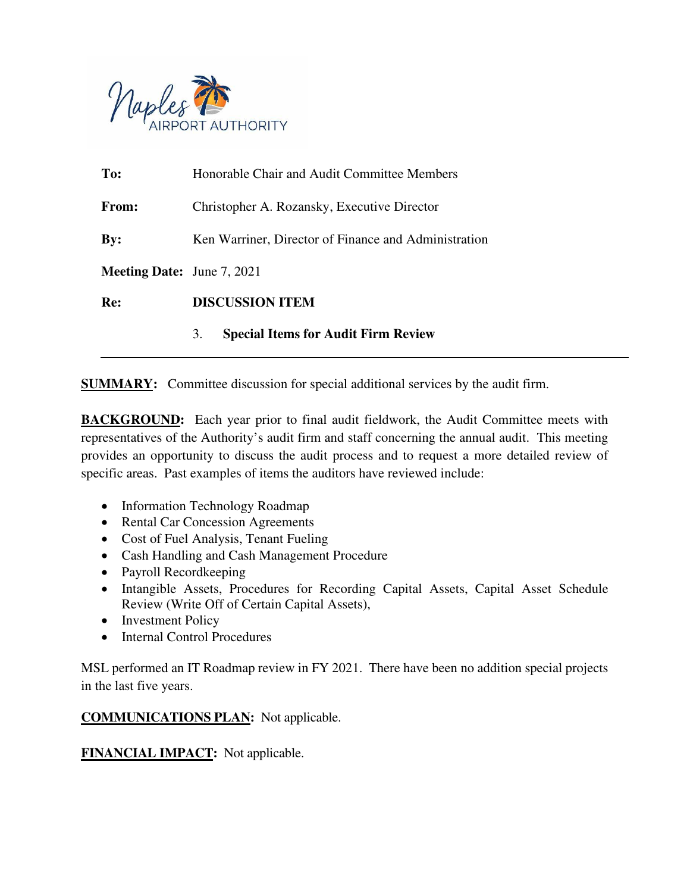Naples AIRPORT AUTHORITY

| | |
|---|---|
| **To:** | Honorable Chair and Audit Committee Members |
| **From:** | Christopher A. Rozansky, Executive Director |
| **By:** | Ken Warriner, Director of Finance and Administration |
| **Meeting Date:** | June 7, 2021 |
| **Re:** | **DISCUSSION ITEM** |
| | 3. **Special Items for Audit Firm Review** |

---

**SUMMARY:** Committee discussion for special additional services by the audit firm.

**BACKGROUND:** Each year prior to final audit fieldwork, the Audit Committee meets with representatives of the Authority's audit firm and staff concerning the annual audit. This meeting provides an opportunity to discuss the audit process and to request a more detailed review of specific areas. Past examples of items the auditors have reviewed include:

- Information Technology Roadmap
- Rental Car Concession Agreements
- Cost of Fuel Analysis, Tenant Fueling
- Cash Handling and Cash Management Procedure
- Payroll Recordkeeping
- Intangible Assets, Procedures for Recording Capital Assets, Capital Asset Schedule Review (Write Off of Certain Capital Assets),
- Investment Policy
- Internal Control Procedures

MSL performed an IT Roadmap review in FY 2021. There have been no addition special projects in the last five years.

**COMMUNICATIONS PLAN:** Not applicable.

**FINANCIAL IMPACT:** Not applicable.